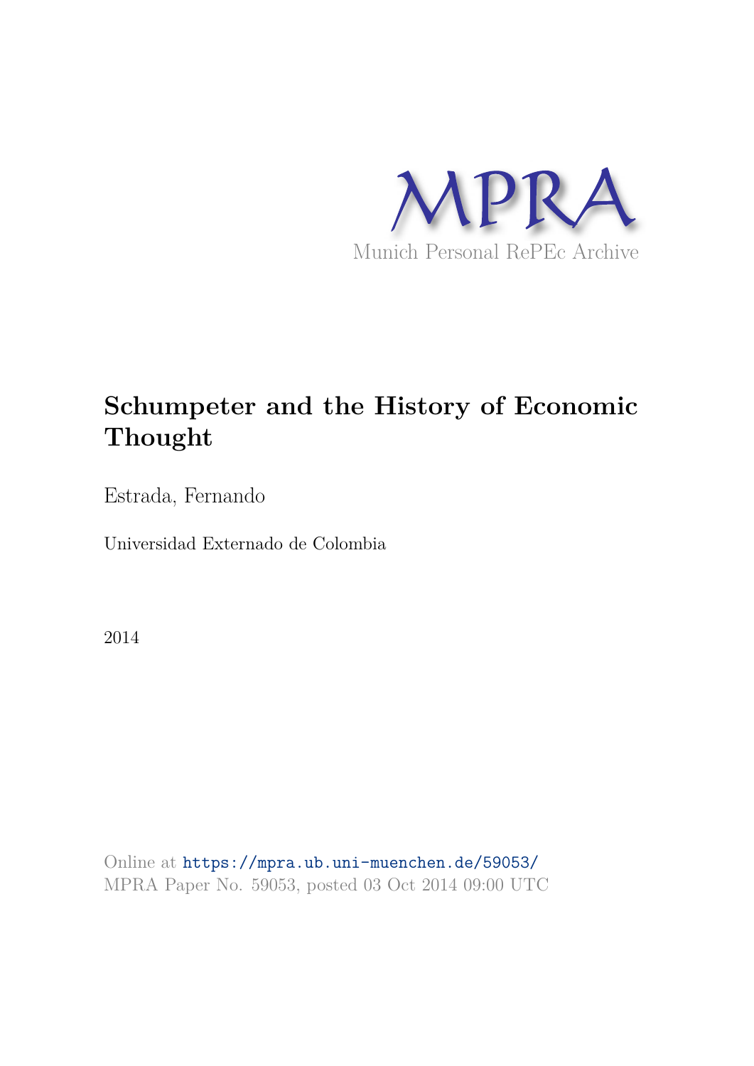MPRA

Munich Personal RePEc Archive

# Schumpeter and the History of Economic Thought

Estrada, Fernando

Universidad Externado de Colombia

2014

Online at https://mpra.ub.uni-muenchen.de/59053/
MPRA Paper No. 59053, posted 03 Oct 2014 09:00 UTC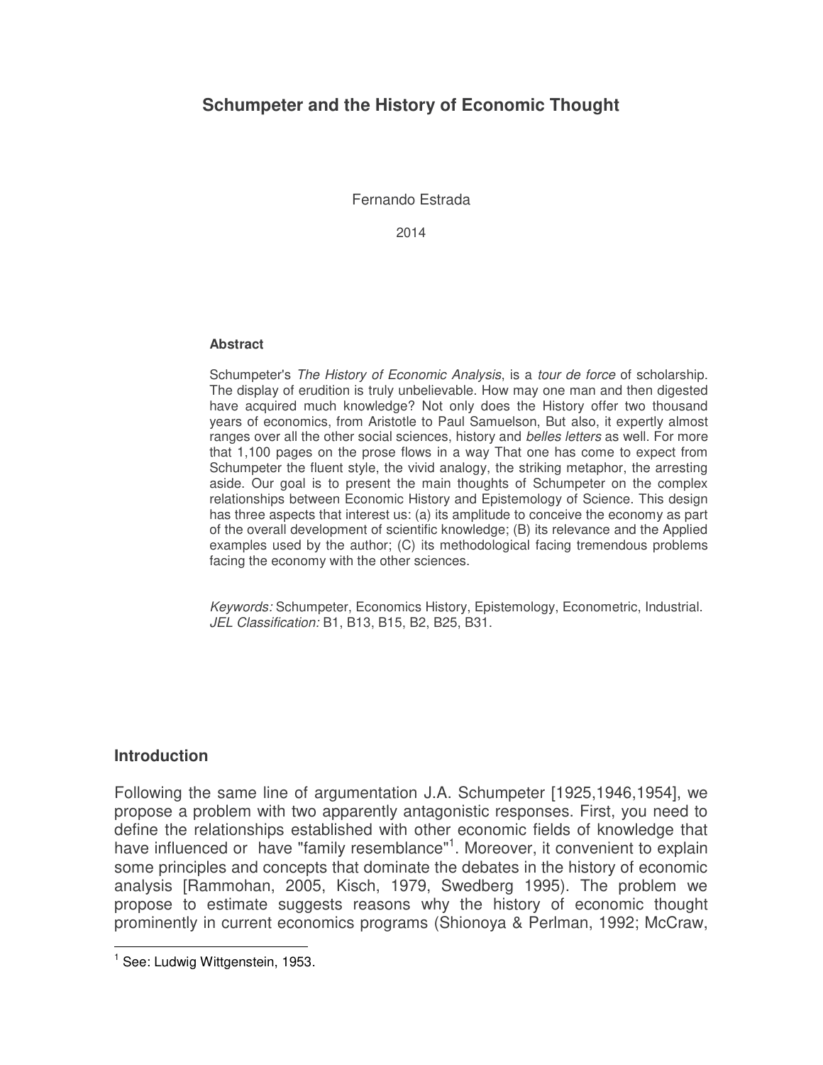# Schumpeter and the History of Economic Thought

Fernando Estrada

2014

**Abstract**

Schumpeter's *The History of Economic Analysis*, is a *tour de force* of scholarship. The display of erudition is truly unbelievable. How may one man and then digested have acquired much knowledge? Not only does the History offer two thousand years of economics, from Aristotle to Paul Samuelson, But also, it expertly almost ranges over all the other social sciences, history and *belles letters* as well. For more that 1,100 pages on the prose flows in a way That one has come to expect from Schumpeter the fluent style, the vivid analogy, the striking metaphor, the arresting aside. Our goal is to present the main thoughts of Schumpeter on the complex relationships between Economic History and Epistemology of Science. This design has three aspects that interest us: (a) its amplitude to conceive the economy as part of the overall development of scientific knowledge; (B) its relevance and the Applied examples used by the author; (C) its methodological facing tremendous problems facing the economy with the other sciences.

*Keywords:* Schumpeter, Economics History, Epistemology, Econometric, Industrial.
*JEL Classification:* B1, B13, B15, B2, B25, B31.

## Introduction

Following the same line of argumentation J.A. Schumpeter [1925,1946,1954], we propose a problem with two apparently antagonistic responses. First, you need to define the relationships established with other economic fields of knowledge that have influenced or have "family resemblance"[1]. Moreover, it convenient to explain some principles and concepts that dominate the debates in the history of economic analysis [Rammohan, 2005, Kisch, 1979, Swedberg 1995). The problem we propose to estimate suggests reasons why the history of economic thought prominently in current economics programs (Shionoya & Perlman, 1992; McCraw,

[1] See: Ludwig Wittgenstein, 1953.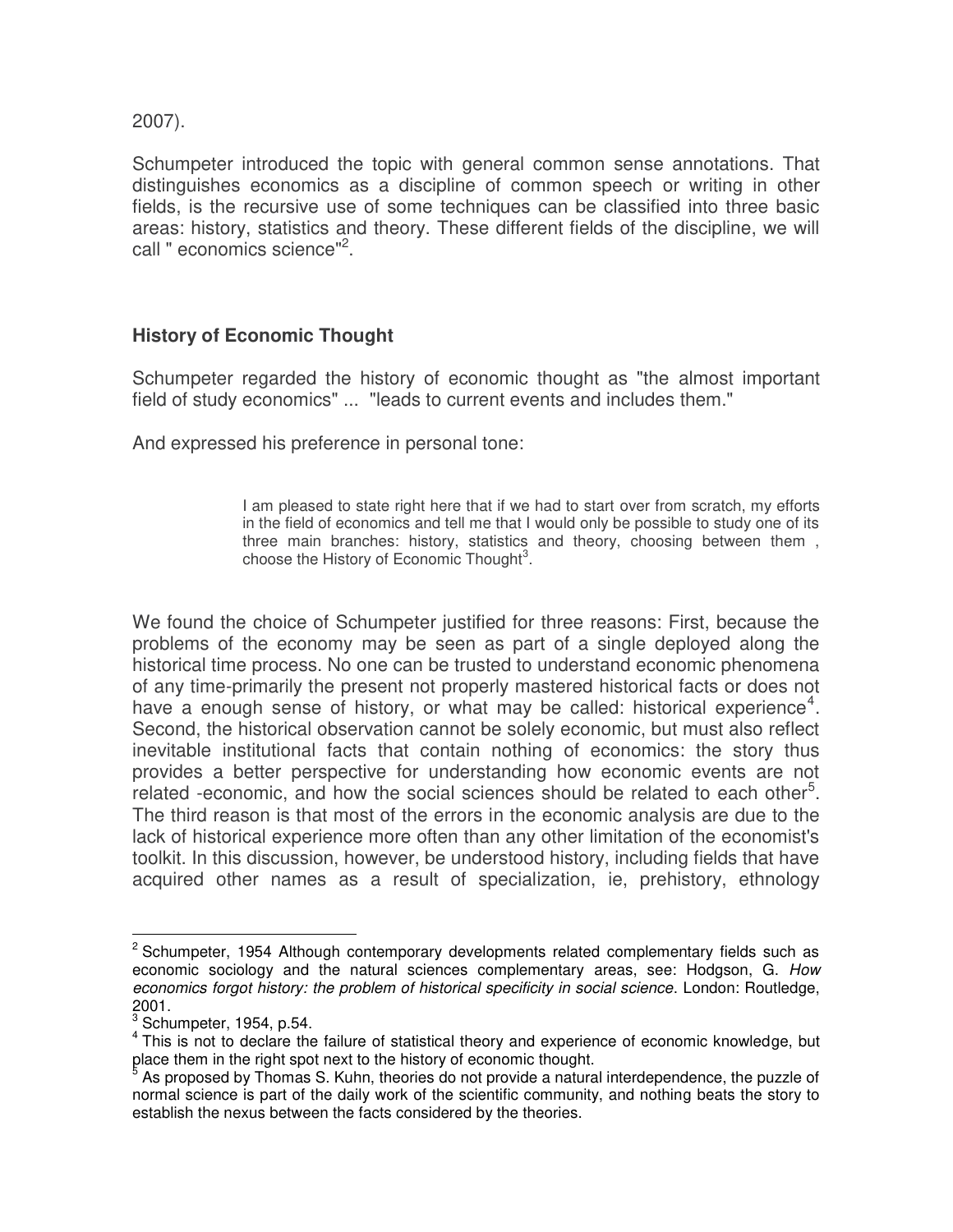2007).

Schumpeter introduced the topic with general common sense annotations. That distinguishes economics as a discipline of common speech or writing in other fields, is the recursive use of some techniques can be classified into three basic areas: history, statistics and theory. These different fields of the discipline, we will call " economics science"[2].

## History of Economic Thought

Schumpeter regarded the history of economic thought as "the almost important field of study economics" ... "leads to current events and includes them."

And expressed his preference in personal tone:

> I am pleased to state right here that if we had to start over from scratch, my efforts in the field of economics and tell me that I would only be possible to study one of its three main branches: history, statistics and theory, choosing between them , choose the History of Economic Thought[3].

We found the choice of Schumpeter justified for three reasons: First, because the problems of the economy may be seen as part of a single deployed along the historical time process. No one can be trusted to understand economic phenomena of any time-primarily the present not properly mastered historical facts or does not have a enough sense of history, or what may be called: historical experience[4]. Second, the historical observation cannot be solely economic, but must also reflect inevitable institutional facts that contain nothing of economics: the story thus provides a better perspective for understanding how economic events are not related -economic, and how the social sciences should be related to each other[5]. The third reason is that most of the errors in the economic analysis are due to the lack of historical experience more often than any other limitation of the economist's toolkit. In this discussion, however, be understood history, including fields that have acquired other names as a result of specialization, ie, prehistory, ethnology

---

[2] Schumpeter, 1954 Although contemporary developments related complementary fields such as economic sociology and the natural sciences complementary areas, see: Hodgson, G. *How economics forgot history: the problem of historical specificity in social science*. London: Routledge, 2001.

[3] Schumpeter, 1954, p.54.

[4] This is not to declare the failure of statistical theory and experience of economic knowledge, but place them in the right spot next to the history of economic thought.

[5] As proposed by Thomas S. Kuhn, theories do not provide a natural interdependence, the puzzle of normal science is part of the daily work of the scientific community, and nothing beats the story to establish the nexus between the facts considered by the theories.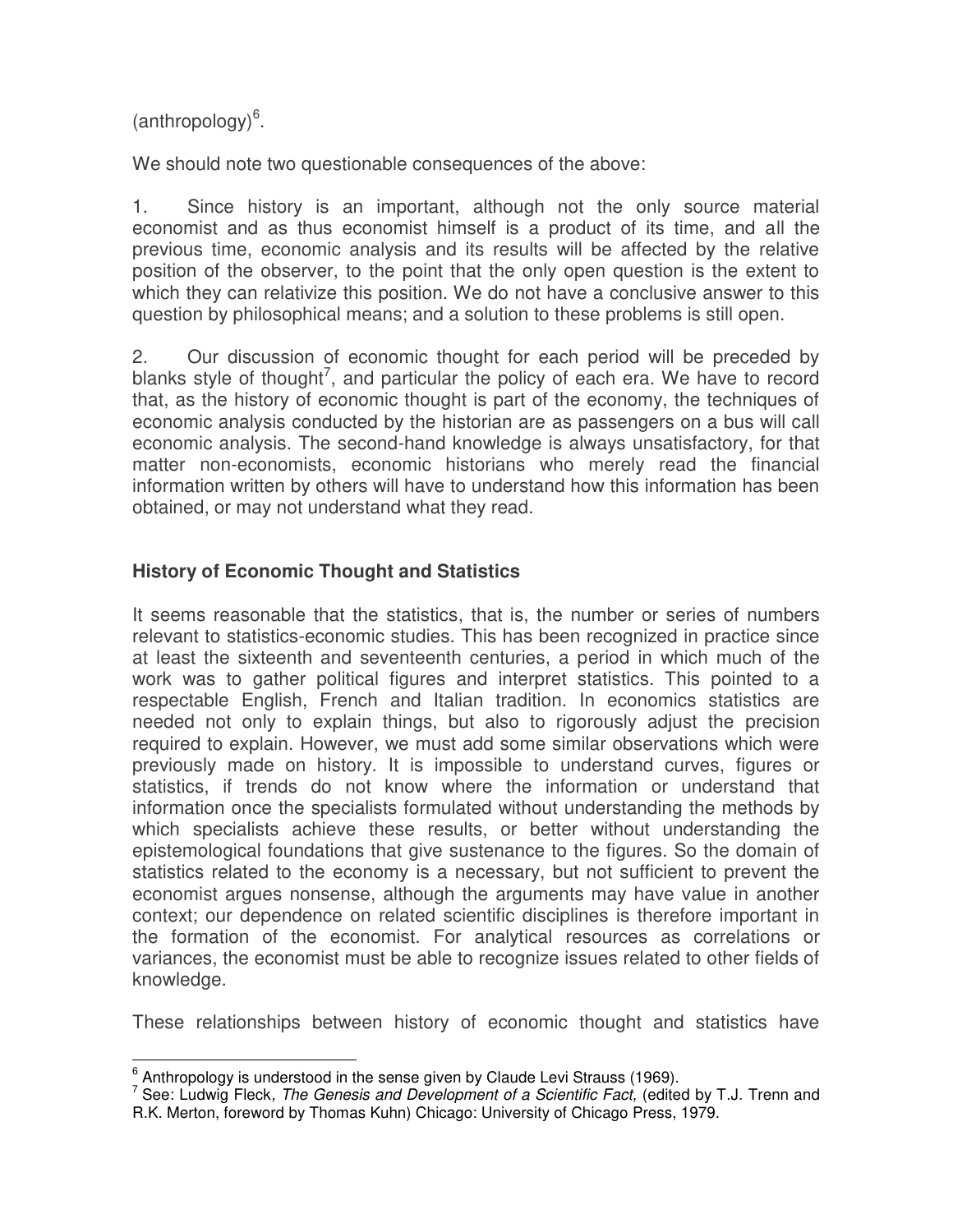(anthropology)[6].

We should note two questionable consequences of the above:

1. Since history is an important, although not the only source material economist and as thus economist himself is a product of its time, and all the previous time, economic analysis and its results will be affected by the relative position of the observer, to the point that the only open question is the extent to which they can relativize this position. We do not have a conclusive answer to this question by philosophical means; and a solution to these problems is still open.

2. Our discussion of economic thought for each period will be preceded by blanks style of thought[7], and particular the policy of each era. We have to record that, as the history of economic thought is part of the economy, the techniques of economic analysis conducted by the historian are as passengers on a bus will call economic analysis. The second-hand knowledge is always unsatisfactory, for that matter non-economists, economic historians who merely read the financial information written by others will have to understand how this information has been obtained, or may not understand what they read.

## History of Economic Thought and Statistics

It seems reasonable that the statistics, that is, the number or series of numbers relevant to statistics-economic studies. This has been recognized in practice since at least the sixteenth and seventeenth centuries, a period in which much of the work was to gather political figures and interpret statistics. This pointed to a respectable English, French and Italian tradition. In economics statistics are needed not only to explain things, but also to rigorously adjust the precision required to explain. However, we must add some similar observations which were previously made on history. It is impossible to understand curves, figures or statistics, if trends do not know where the information or understand that information once the specialists formulated without understanding the methods by which specialists achieve these results, or better without understanding the epistemological foundations that give sustenance to the figures. So the domain of statistics related to the economy is a necessary, but not sufficient to prevent the economist argues nonsense, although the arguments may have value in another context; our dependence on related scientific disciplines is therefore important in the formation of the economist. For analytical resources as correlations or variances, the economist must be able to recognize issues related to other fields of knowledge.

These relationships between history of economic thought and statistics have

---

[6] Anthropology is understood in the sense given by Claude Levi Strauss (1969).

[7] See: Ludwig Fleck, *The Genesis and Development of a Scientific Fact,* (edited by T.J. Trenn and R.K. Merton, foreword by Thomas Kuhn) Chicago: University of Chicago Press, 1979.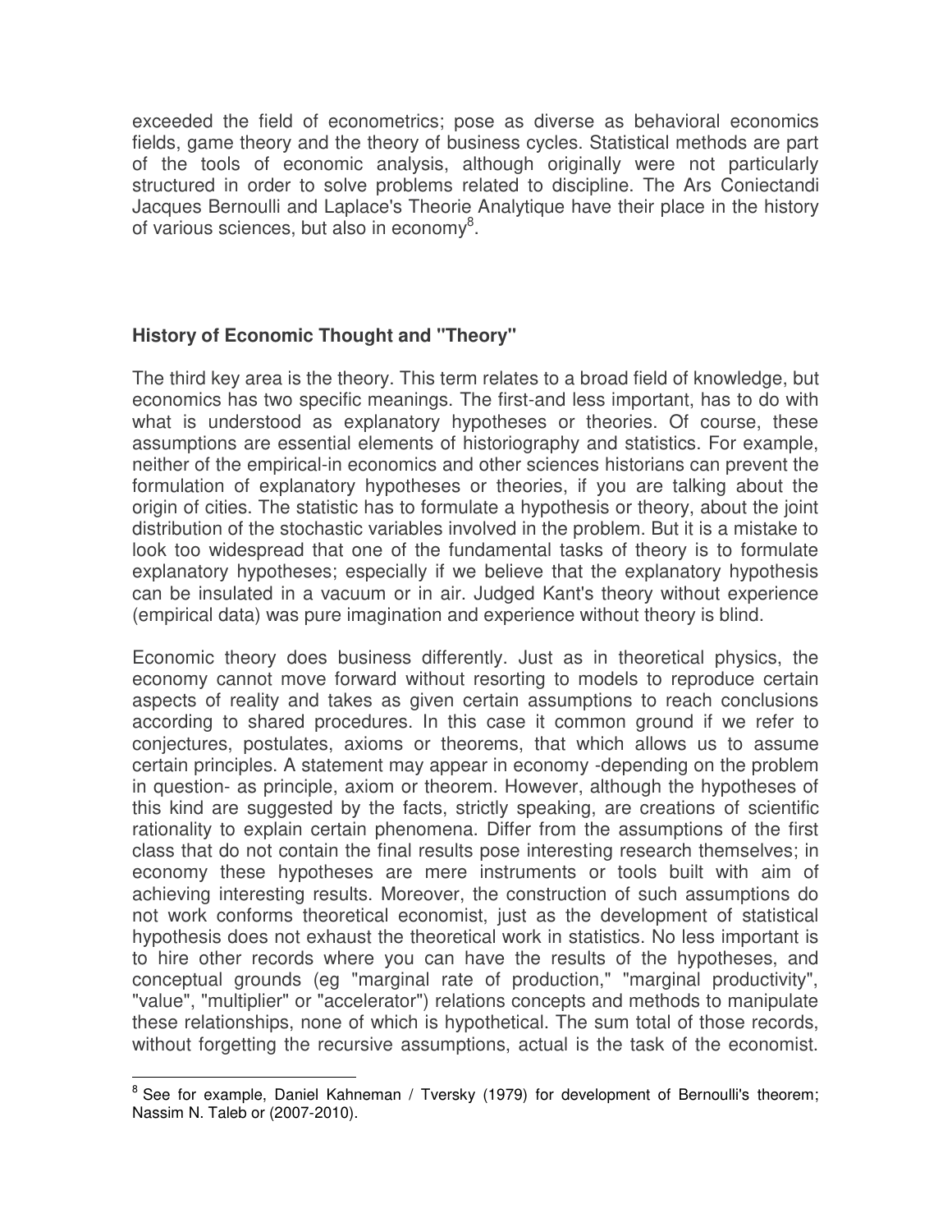exceeded the field of econometrics; pose as diverse as behavioral economics fields, game theory and the theory of business cycles. Statistical methods are part of the tools of economic analysis, although originally were not particularly structured in order to solve problems related to discipline. The Ars Coniectandi Jacques Bernoulli and Laplace's Theorie Analytique have their place in the history of various sciences, but also in economy[8].

## History of Economic Thought and "Theory"

The third key area is the theory. This term relates to a broad field of knowledge, but economics has two specific meanings. The first-and less important, has to do with what is understood as explanatory hypotheses or theories. Of course, these assumptions are essential elements of historiography and statistics. For example, neither of the empirical-in economics and other sciences historians can prevent the formulation of explanatory hypotheses or theories, if you are talking about the origin of cities. The statistic has to formulate a hypothesis or theory, about the joint distribution of the stochastic variables involved in the problem. But it is a mistake to look too widespread that one of the fundamental tasks of theory is to formulate explanatory hypotheses; especially if we believe that the explanatory hypothesis can be insulated in a vacuum or in air. Judged Kant's theory without experience (empirical data) was pure imagination and experience without theory is blind.

Economic theory does business differently. Just as in theoretical physics, the economy cannot move forward without resorting to models to reproduce certain aspects of reality and takes as given certain assumptions to reach conclusions according to shared procedures. In this case it common ground if we refer to conjectures, postulates, axioms or theorems, that which allows us to assume certain principles. A statement may appear in economy -depending on the problem in question- as principle, axiom or theorem. However, although the hypotheses of this kind are suggested by the facts, strictly speaking, are creations of scientific rationality to explain certain phenomena. Differ from the assumptions of the first class that do not contain the final results pose interesting research themselves; in economy these hypotheses are mere instruments or tools built with aim of achieving interesting results. Moreover, the construction of such assumptions do not work conforms theoretical economist, just as the development of statistical hypothesis does not exhaust the theoretical work in statistics. No less important is to hire other records where you can have the results of the hypotheses, and conceptual grounds (eg "marginal rate of production," "marginal productivity", "value", "multiplier" or "accelerator") relations concepts and methods to manipulate these relationships, none of which is hypothetical. The sum total of those records, without forgetting the recursive assumptions, actual is the task of the economist.

[8] See for example, Daniel Kahneman / Tversky (1979) for development of Bernoulli's theorem; Nassim N. Taleb or (2007-2010).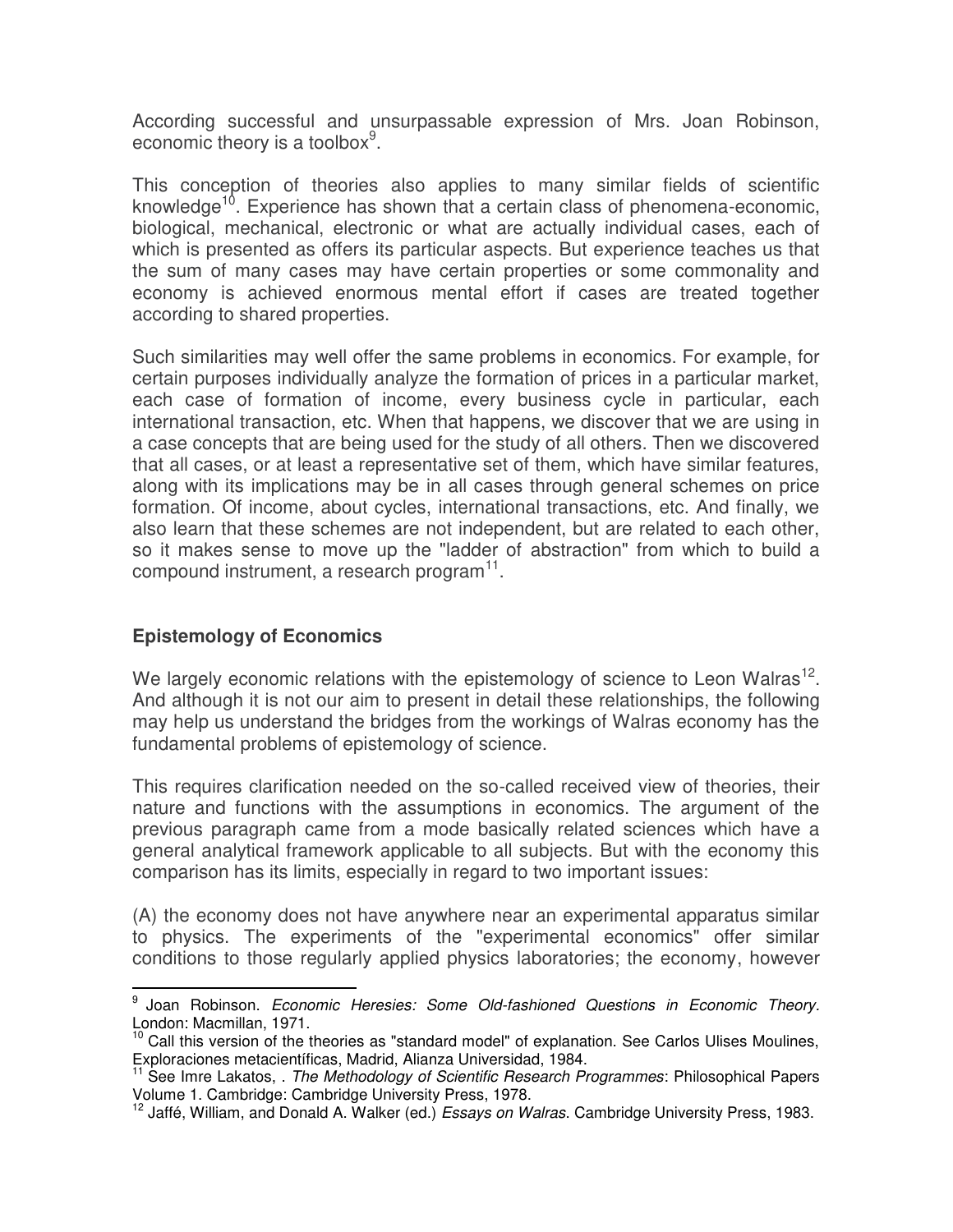According successful and unsurpassable expression of Mrs. Joan Robinson, economic theory is a toolbox[9].

This conception of theories also applies to many similar fields of scientific knowledge[10]. Experience has shown that a certain class of phenomena-economic, biological, mechanical, electronic or what are actually individual cases, each of which is presented as offers its particular aspects. But experience teaches us that the sum of many cases may have certain properties or some commonality and economy is achieved enormous mental effort if cases are treated together according to shared properties.

Such similarities may well offer the same problems in economics. For example, for certain purposes individually analyze the formation of prices in a particular market, each case of formation of income, every business cycle in particular, each international transaction, etc. When that happens, we discover that we are using in a case concepts that are being used for the study of all others. Then we discovered that all cases, or at least a representative set of them, which have similar features, along with its implications may be in all cases through general schemes on price formation. Of income, about cycles, international transactions, etc. And finally, we also learn that these schemes are not independent, but are related to each other, so it makes sense to move up the "ladder of abstraction" from which to build a compound instrument, a research program[11].

## Epistemology of Economics

We largely economic relations with the epistemology of science to Leon Walras[12]. And although it is not our aim to present in detail these relationships, the following may help us understand the bridges from the workings of Walras economy has the fundamental problems of epistemology of science.

This requires clarification needed on the so-called received view of theories, their nature and functions with the assumptions in economics. The argument of the previous paragraph came from a mode basically related sciences which have a general analytical framework applicable to all subjects. But with the economy this comparison has its limits, especially in regard to two important issues:

(A) the economy does not have anywhere near an experimental apparatus similar to physics. The experiments of the "experimental economics" offer similar conditions to those regularly applied physics laboratories; the economy, however

---

[9] Joan Robinson. *Economic Heresies: Some Old-fashioned Questions in Economic Theory.* London: Macmillan, 1971.

[10] Call this version of the theories as "standard model" of explanation. See Carlos Ulises Moulines, Exploraciones metacientíficas, Madrid, Alianza Universidad, 1984.

[11] See Imre Lakatos, . *The Methodology of Scientific Research Programmes*: Philosophical Papers Volume 1. Cambridge: Cambridge University Press, 1978.

[12] Jaffé, William, and Donald A. Walker (ed.) *Essays on Walras*. Cambridge University Press, 1983.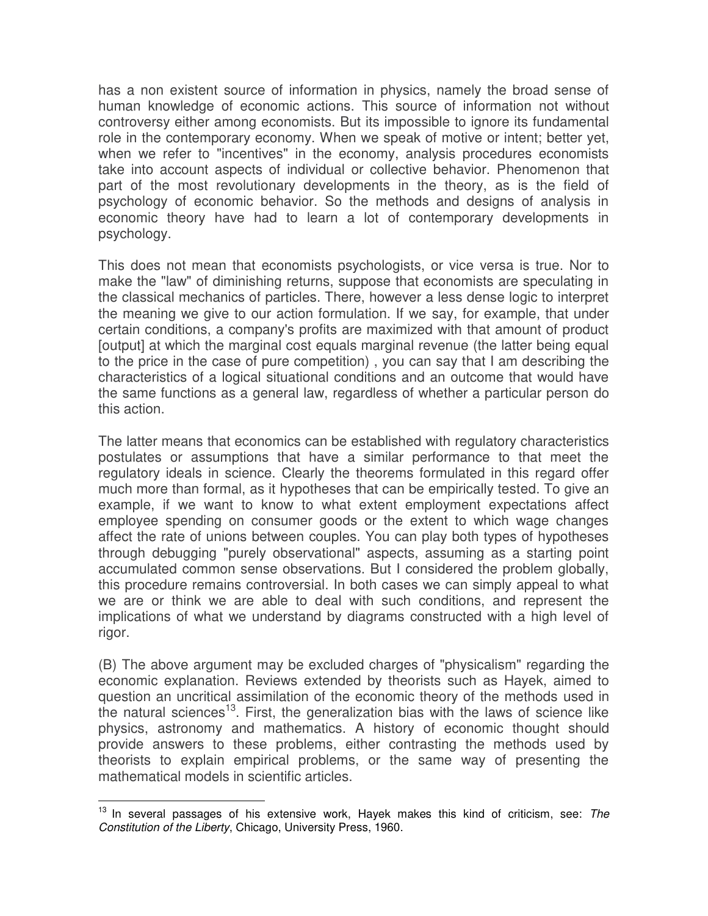has a non existent source of information in physics, namely the broad sense of human knowledge of economic actions. This source of information not without controversy either among economists. But its impossible to ignore its fundamental role in the contemporary economy. When we speak of motive or intent; better yet, when we refer to "incentives" in the economy, analysis procedures economists take into account aspects of individual or collective behavior. Phenomenon that part of the most revolutionary developments in the theory, as is the field of psychology of economic behavior. So the methods and designs of analysis in economic theory have had to learn a lot of contemporary developments in psychology.

This does not mean that economists psychologists, or vice versa is true. Nor to make the "law" of diminishing returns, suppose that economists are speculating in the classical mechanics of particles. There, however a less dense logic to interpret the meaning we give to our action formulation. If we say, for example, that under certain conditions, a company's profits are maximized with that amount of product [output] at which the marginal cost equals marginal revenue (the latter being equal to the price in the case of pure competition) , you can say that I am describing the characteristics of a logical situational conditions and an outcome that would have the same functions as a general law, regardless of whether a particular person do this action.

The latter means that economics can be established with regulatory characteristics postulates or assumptions that have a similar performance to that meet the regulatory ideals in science. Clearly the theorems formulated in this regard offer much more than formal, as it hypotheses that can be empirically tested. To give an example, if we want to know to what extent employment expectations affect employee spending on consumer goods or the extent to which wage changes affect the rate of unions between couples. You can play both types of hypotheses through debugging "purely observational" aspects, assuming as a starting point accumulated common sense observations. But I considered the problem globally, this procedure remains controversial. In both cases we can simply appeal to what we are or think we are able to deal with such conditions, and represent the implications of what we understand by diagrams constructed with a high level of rigor.

(B) The above argument may be excluded charges of "physicalism" regarding the economic explanation. Reviews extended by theorists such as Hayek, aimed to question an uncritical assimilation of the economic theory of the methods used in the natural sciences[13]. First, the generalization bias with the laws of science like physics, astronomy and mathematics. A history of economic thought should provide answers to these problems, either contrasting the methods used by theorists to explain empirical problems, or the same way of presenting the mathematical models in scientific articles.

[13] In several passages of his extensive work, Hayek makes this kind of criticism, see: *The Constitution of the Liberty*, Chicago, University Press, 1960.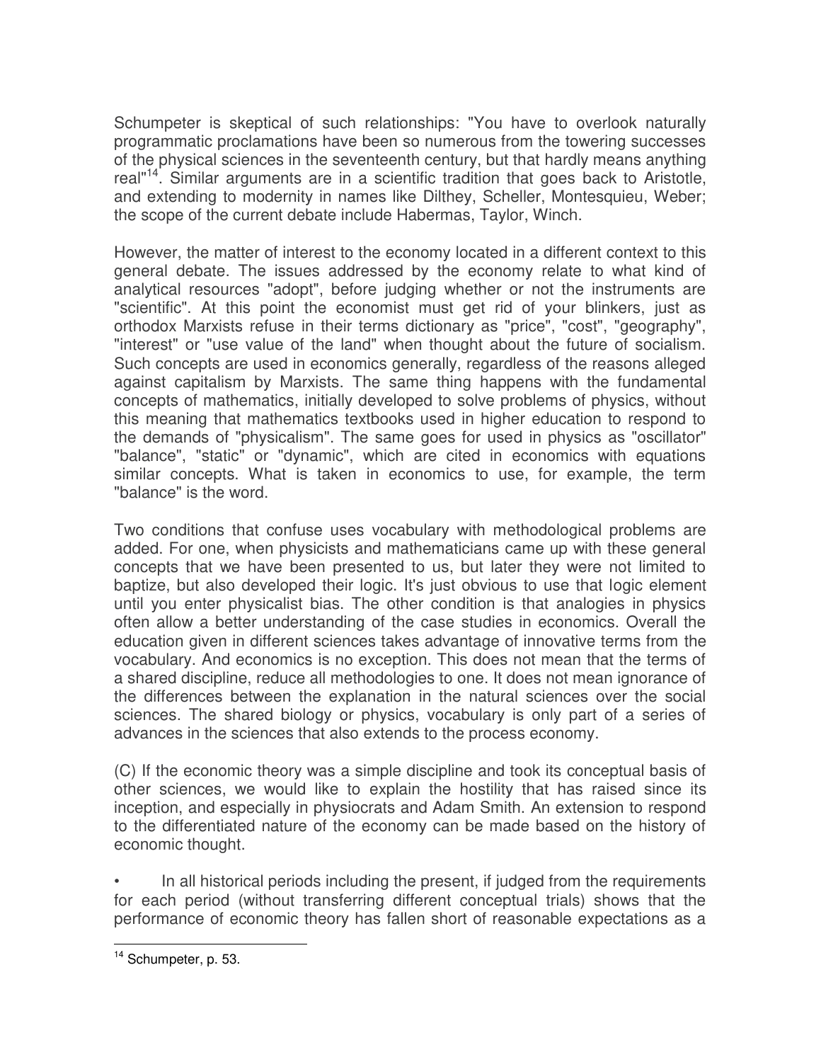Schumpeter is skeptical of such relationships: "You have to overlook naturally programmatic proclamations have been so numerous from the towering successes of the physical sciences in the seventeenth century, but that hardly means anything real"[14]. Similar arguments are in a scientific tradition that goes back to Aristotle, and extending to modernity in names like Dilthey, Scheller, Montesquieu, Weber; the scope of the current debate include Habermas, Taylor, Winch.

However, the matter of interest to the economy located in a different context to this general debate. The issues addressed by the economy relate to what kind of analytical resources "adopt", before judging whether or not the instruments are "scientific". At this point the economist must get rid of your blinkers, just as orthodox Marxists refuse in their terms dictionary as "price", "cost", "geography", "interest" or "use value of the land" when thought about the future of socialism. Such concepts are used in economics generally, regardless of the reasons alleged against capitalism by Marxists. The same thing happens with the fundamental concepts of mathematics, initially developed to solve problems of physics, without this meaning that mathematics textbooks used in higher education to respond to the demands of "physicalism". The same goes for used in physics as "oscillator" "balance", "static" or "dynamic", which are cited in economics with equations similar concepts. What is taken in economics to use, for example, the term "balance" is the word.

Two conditions that confuse uses vocabulary with methodological problems are added. For one, when physicists and mathematicians came up with these general concepts that we have been presented to us, but later they were not limited to baptize, but also developed their logic. It's just obvious to use that logic element until you enter physicalist bias. The other condition is that analogies in physics often allow a better understanding of the case studies in economics. Overall the education given in different sciences takes advantage of innovative terms from the vocabulary. And economics is no exception. This does not mean that the terms of a shared discipline, reduce all methodologies to one. It does not mean ignorance of the differences between the explanation in the natural sciences over the social sciences. The shared biology or physics, vocabulary is only part of a series of advances in the sciences that also extends to the process economy.

(C) If the economic theory was a simple discipline and took its conceptual basis of other sciences, we would like to explain the hostility that has raised since its inception, and especially in physiocrats and Adam Smith. An extension to respond to the differentiated nature of the economy can be made based on the history of economic thought.

- In all historical periods including the present, if judged from the requirements for each period (without transferring different conceptual trials) shows that the performance of economic theory has fallen short of reasonable expectations as a

---

[14] Schumpeter, p. 53.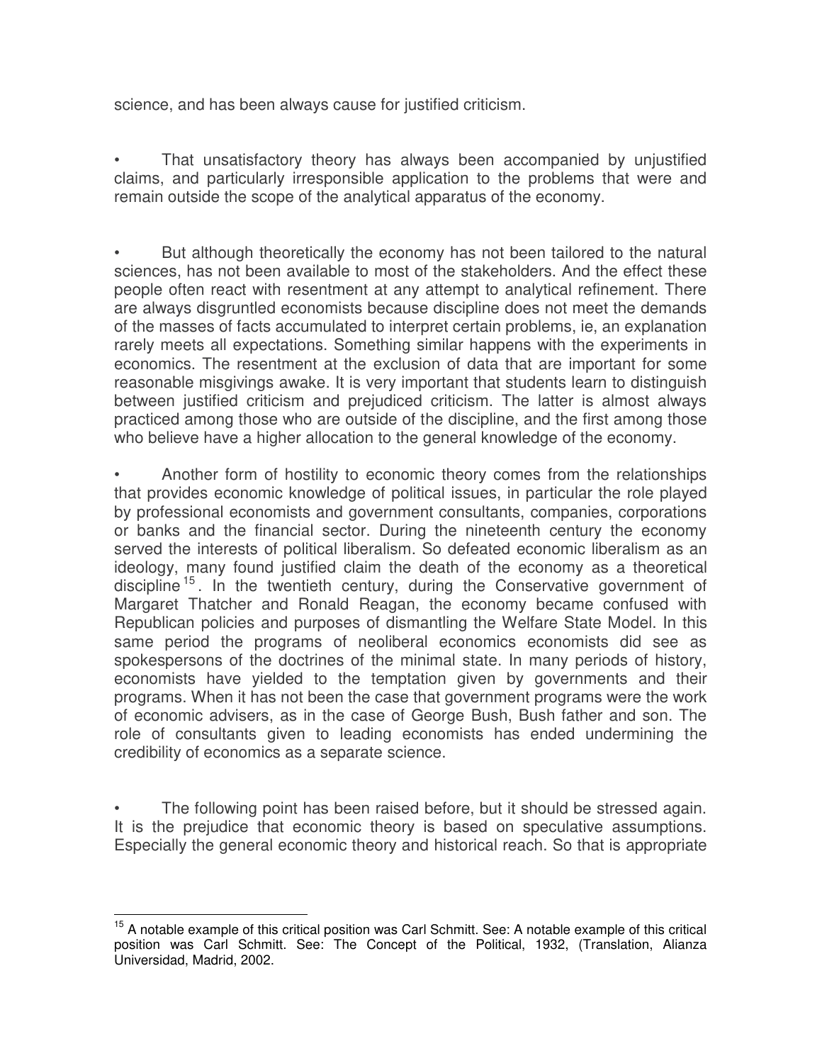science, and has been always cause for justified criticism.

- That unsatisfactory theory has always been accompanied by unjustified claims, and particularly irresponsible application to the problems that were and remain outside the scope of the analytical apparatus of the economy.

- But although theoretically the economy has not been tailored to the natural sciences, has not been available to most of the stakeholders. And the effect these people often react with resentment at any attempt to analytical refinement. There are always disgruntled economists because discipline does not meet the demands of the masses of facts accumulated to interpret certain problems, ie, an explanation rarely meets all expectations. Something similar happens with the experiments in economics. The resentment at the exclusion of data that are important for some reasonable misgivings awake. It is very important that students learn to distinguish between justified criticism and prejudiced criticism. The latter is almost always practiced among those who are outside of the discipline, and the first among those who believe have a higher allocation to the general knowledge of the economy.

- Another form of hostility to economic theory comes from the relationships that provides economic knowledge of political issues, in particular the role played by professional economists and government consultants, companies, corporations or banks and the financial sector. During the nineteenth century the economy served the interests of political liberalism. So defeated economic liberalism as an ideology, many found justified claim the death of the economy as a theoretical discipline[15]. In the twentieth century, during the Conservative government of Margaret Thatcher and Ronald Reagan, the economy became confused with Republican policies and purposes of dismantling the Welfare State Model. In this same period the programs of neoliberal economics economists did see as spokespersons of the doctrines of the minimal state. In many periods of history, economists have yielded to the temptation given by governments and their programs. When it has not been the case that government programs were the work of economic advisers, as in the case of George Bush, Bush father and son. The role of consultants given to leading economists has ended undermining the credibility of economics as a separate science.

- The following point has been raised before, but it should be stressed again. It is the prejudice that economic theory is based on speculative assumptions. Especially the general economic theory and historical reach. So that is appropriate

---

[15] A notable example of this critical position was Carl Schmitt. See: A notable example of this critical position was Carl Schmitt. See: The Concept of the Political, 1932, (Translation, Alianza Universidad, Madrid, 2002.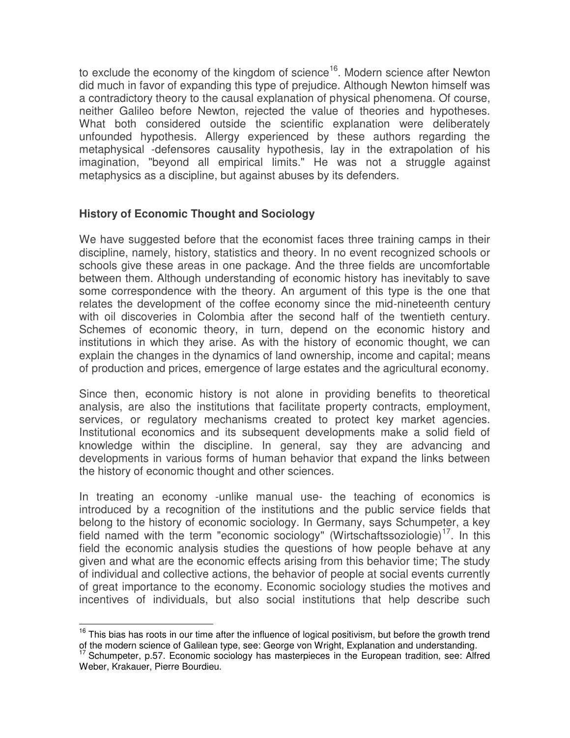to exclude the economy of the kingdom of science[16]. Modern science after Newton did much in favor of expanding this type of prejudice. Although Newton himself was a contradictory theory to the causal explanation of physical phenomena. Of course, neither Galileo before Newton, rejected the value of theories and hypotheses. What both considered outside the scientific explanation were deliberately unfounded hypothesis. Allergy experienced by these authors regarding the metaphysical -defensores causality hypothesis, lay in the extrapolation of his imagination, "beyond all empirical limits." He was not a struggle against metaphysics as a discipline, but against abuses by its defenders.

## History of Economic Thought and Sociology

We have suggested before that the economist faces three training camps in their discipline, namely, history, statistics and theory. In no event recognized schools or schools give these areas in one package. And the three fields are uncomfortable between them. Although understanding of economic history has inevitably to save some correspondence with the theory. An argument of this type is the one that relates the development of the coffee economy since the mid-nineteenth century with oil discoveries in Colombia after the second half of the twentieth century. Schemes of economic theory, in turn, depend on the economic history and institutions in which they arise. As with the history of economic thought, we can explain the changes in the dynamics of land ownership, income and capital; means of production and prices, emergence of large estates and the agricultural economy.

Since then, economic history is not alone in providing benefits to theoretical analysis, are also the institutions that facilitate property contracts, employment, services, or regulatory mechanisms created to protect key market agencies. Institutional economics and its subsequent developments make a solid field of knowledge within the discipline. In general, say they are advancing and developments in various forms of human behavior that expand the links between the history of economic thought and other sciences.

In treating an economy -unlike manual use- the teaching of economics is introduced by a recognition of the institutions and the public service fields that belong to the history of economic sociology. In Germany, says Schumpeter, a key field named with the term "economic sociology" (Wirtschaftssoziologie)[17]. In this field the economic analysis studies the questions of how people behave at any given and what are the economic effects arising from this behavior time; The study of individual and collective actions, the behavior of people at social events currently of great importance to the economy. Economic sociology studies the motives and incentives of individuals, but also social institutions that help describe such

---

[16] This bias has roots in our time after the influence of logical positivism, but before the growth trend of the modern science of Galilean type, see: George von Wright, Explanation and understanding.

[17] Schumpeter, p.57. Economic sociology has masterpieces in the European tradition, see: Alfred Weber, Krakauer, Pierre Bourdieu.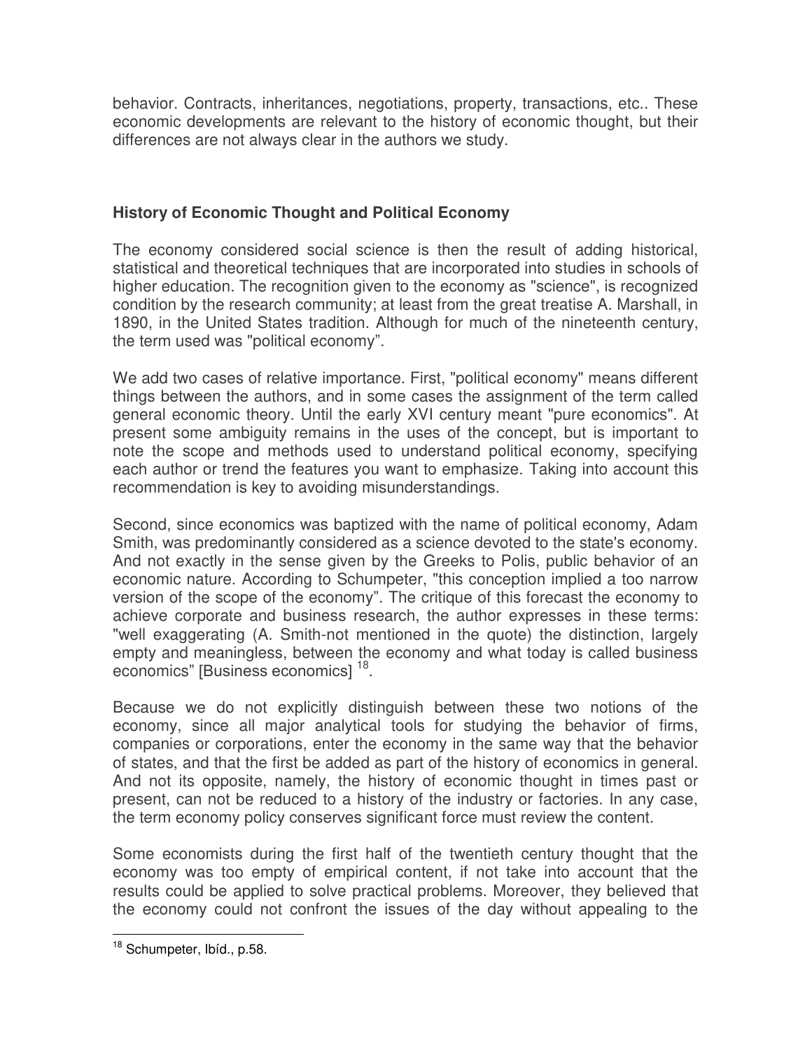behavior. Contracts, inheritances, negotiations, property, transactions, etc.. These economic developments are relevant to the history of economic thought, but their differences are not always clear in the authors we study.

## History of Economic Thought and Political Economy

The economy considered social science is then the result of adding historical, statistical and theoretical techniques that are incorporated into studies in schools of higher education. The recognition given to the economy as "science", is recognized condition by the research community; at least from the great treatise A. Marshall, in 1890, in the United States tradition. Although for much of the nineteenth century, the term used was "political economy".

We add two cases of relative importance. First, "political economy" means different things between the authors, and in some cases the assignment of the term called general economic theory. Until the early XVI century meant "pure economics". At present some ambiguity remains in the uses of the concept, but is important to note the scope and methods used to understand political economy, specifying each author or trend the features you want to emphasize. Taking into account this recommendation is key to avoiding misunderstandings.

Second, since economics was baptized with the name of political economy, Adam Smith, was predominantly considered as a science devoted to the state's economy. And not exactly in the sense given by the Greeks to Polis, public behavior of an economic nature. According to Schumpeter, "this conception implied a too narrow version of the scope of the economy". The critique of this forecast the economy to achieve corporate and business research, the author expresses in these terms: "well exaggerating (A. Smith-not mentioned in the quote) the distinction, largely empty and meaningless, between the economy and what today is called business economics" [Business economics] [18].

Because we do not explicitly distinguish between these two notions of the economy, since all major analytical tools for studying the behavior of firms, companies or corporations, enter the economy in the same way that the behavior of states, and that the first be added as part of the history of economics in general. And not its opposite, namely, the history of economic thought in times past or present, can not be reduced to a history of the industry or factories. In any case, the term economy policy conserves significant force must review the content.

Some economists during the first half of the twentieth century thought that the economy was too empty of empirical content, if not take into account that the results could be applied to solve practical problems. Moreover, they believed that the economy could not confront the issues of the day without appealing to the

---

[18] Schumpeter, Ibíd., p.58.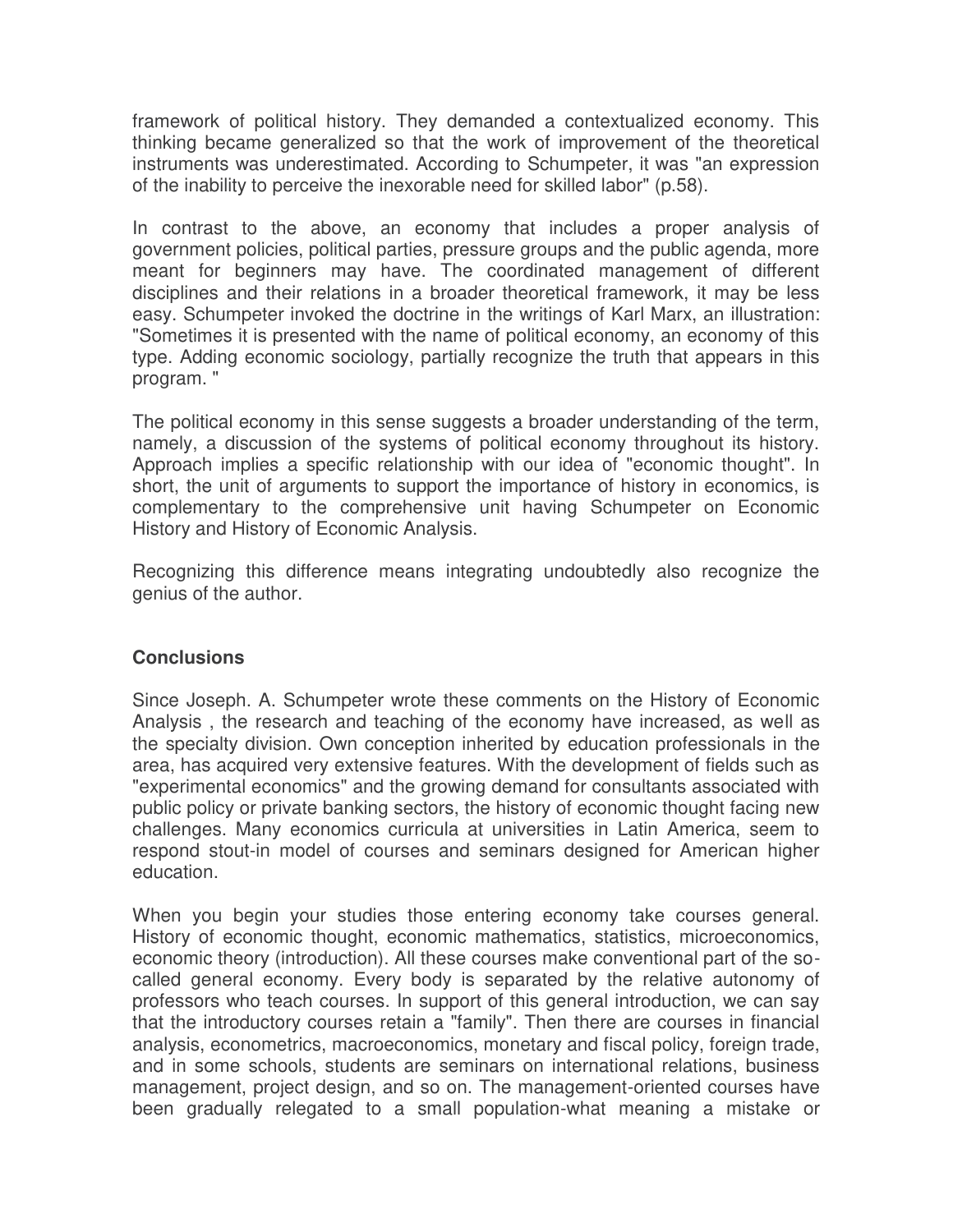framework of political history. They demanded a contextualized economy. This thinking became generalized so that the work of improvement of the theoretical instruments was underestimated. According to Schumpeter, it was "an expression of the inability to perceive the inexorable need for skilled labor" (p.58).

In contrast to the above, an economy that includes a proper analysis of government policies, political parties, pressure groups and the public agenda, more meant for beginners may have. The coordinated management of different disciplines and their relations in a broader theoretical framework, it may be less easy. Schumpeter invoked the doctrine in the writings of Karl Marx, an illustration: "Sometimes it is presented with the name of political economy, an economy of this type. Adding economic sociology, partially recognize the truth that appears in this program. "

The political economy in this sense suggests a broader understanding of the term, namely, a discussion of the systems of political economy throughout its history. Approach implies a specific relationship with our idea of "economic thought". In short, the unit of arguments to support the importance of history in economics, is complementary to the comprehensive unit having Schumpeter on Economic History and History of Economic Analysis.

Recognizing this difference means integrating undoubtedly also recognize the genius of the author.

## Conclusions

Since Joseph. A. Schumpeter wrote these comments on the History of Economic Analysis , the research and teaching of the economy have increased, as well as the specialty division. Own conception inherited by education professionals in the area, has acquired very extensive features. With the development of fields such as "experimental economics" and the growing demand for consultants associated with public policy or private banking sectors, the history of economic thought facing new challenges. Many economics curricula at universities in Latin America, seem to respond stout-in model of courses and seminars designed for American higher education.

When you begin your studies those entering economy take courses general. History of economic thought, economic mathematics, statistics, microeconomics, economic theory (introduction). All these courses make conventional part of the so-called general economy. Every body is separated by the relative autonomy of professors who teach courses. In support of this general introduction, we can say that the introductory courses retain a "family". Then there are courses in financial analysis, econometrics, macroeconomics, monetary and fiscal policy, foreign trade, and in some schools, students are seminars on international relations, business management, project design, and so on. The management-oriented courses have been gradually relegated to a small population-what meaning a mistake or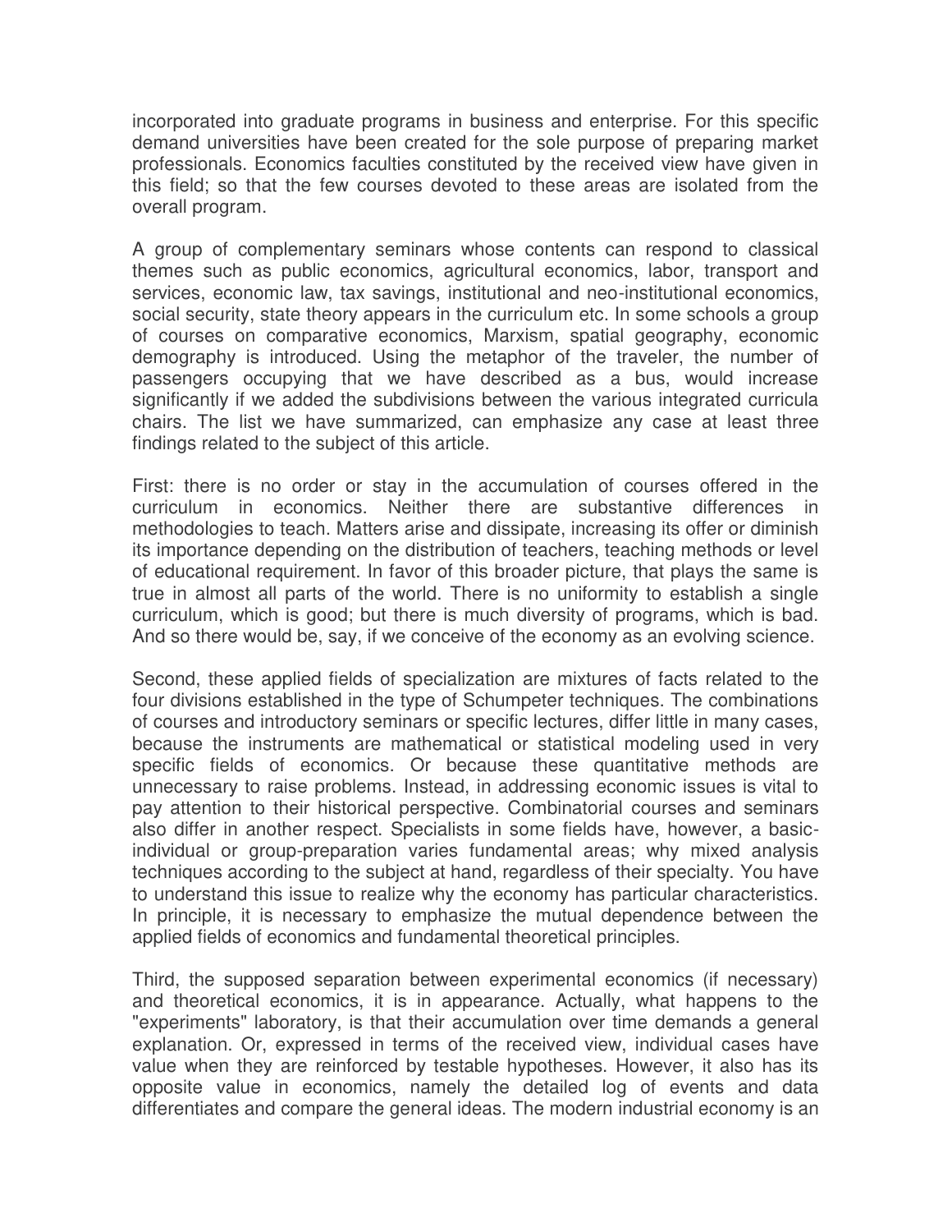incorporated into graduate programs in business and enterprise. For this specific demand universities have been created for the sole purpose of preparing market professionals. Economics faculties constituted by the received view have given in this field; so that the few courses devoted to these areas are isolated from the overall program.

A group of complementary seminars whose contents can respond to classical themes such as public economics, agricultural economics, labor, transport and services, economic law, tax savings, institutional and neo-institutional economics, social security, state theory appears in the curriculum etc. In some schools a group of courses on comparative economics, Marxism, spatial geography, economic demography is introduced. Using the metaphor of the traveler, the number of passengers occupying that we have described as a bus, would increase significantly if we added the subdivisions between the various integrated curricula chairs. The list we have summarized, can emphasize any case at least three findings related to the subject of this article.

First: there is no order or stay in the accumulation of courses offered in the curriculum in economics. Neither there are substantive differences in methodologies to teach. Matters arise and dissipate, increasing its offer or diminish its importance depending on the distribution of teachers, teaching methods or level of educational requirement. In favor of this broader picture, that plays the same is true in almost all parts of the world. There is no uniformity to establish a single curriculum, which is good; but there is much diversity of programs, which is bad. And so there would be, say, if we conceive of the economy as an evolving science.

Second, these applied fields of specialization are mixtures of facts related to the four divisions established in the type of Schumpeter techniques. The combinations of courses and introductory seminars or specific lectures, differ little in many cases, because the instruments are mathematical or statistical modeling used in very specific fields of economics. Or because these quantitative methods are unnecessary to raise problems. Instead, in addressing economic issues is vital to pay attention to their historical perspective. Combinatorial courses and seminars also differ in another respect. Specialists in some fields have, however, a basic-individual or group-preparation varies fundamental areas; why mixed analysis techniques according to the subject at hand, regardless of their specialty. You have to understand this issue to realize why the economy has particular characteristics. In principle, it is necessary to emphasize the mutual dependence between the applied fields of economics and fundamental theoretical principles.

Third, the supposed separation between experimental economics (if necessary) and theoretical economics, it is in appearance. Actually, what happens to the "experiments" laboratory, is that their accumulation over time demands a general explanation. Or, expressed in terms of the received view, individual cases have value when they are reinforced by testable hypotheses. However, it also has its opposite value in economics, namely the detailed log of events and data differentiates and compare the general ideas. The modern industrial economy is an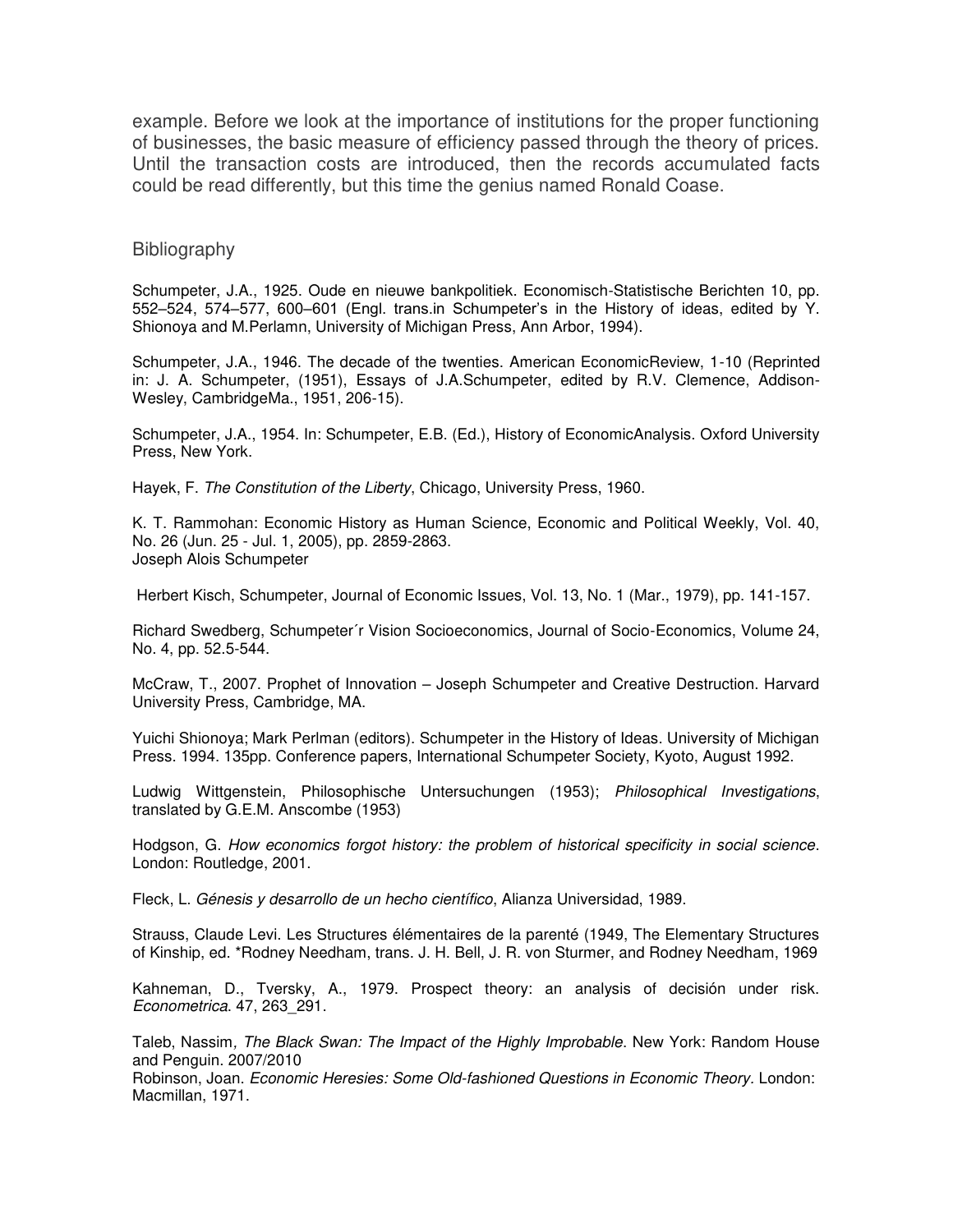example. Before we look at the importance of institutions for the proper functioning of businesses, the basic measure of efficiency passed through the theory of prices. Until the transaction costs are introduced, then the records accumulated facts could be read differently, but this time the genius named Ronald Coase.

## Bibliography

Schumpeter, J.A., 1925. Oude en nieuwe bankpolitiek. Economisch-Statistische Berichten 10, pp. 552–524, 574–577, 600–601 (Engl. trans.in Schumpeter's in the History of ideas, edited by Y. Shionoya and M.Perlamn, University of Michigan Press, Ann Arbor, 1994).

Schumpeter, J.A., 1946. The decade of the twenties. American EconomicReview, 1-10 (Reprinted in: J. A. Schumpeter, (1951), Essays of J.A.Schumpeter, edited by R.V. Clemence, Addison-Wesley, CambridgeMa., 1951, 206-15).

Schumpeter, J.A., 1954. In: Schumpeter, E.B. (Ed.), History of EconomicAnalysis. Oxford University Press, New York.

Hayek, F. *The Constitution of the Liberty*, Chicago, University Press, 1960.

K. T. Rammohan: Economic History as Human Science, Economic and Political Weekly, Vol. 40, No. 26 (Jun. 25 - Jul. 1, 2005), pp. 2859-2863.
Joseph Alois Schumpeter

Herbert Kisch, Schumpeter, Journal of Economic Issues, Vol. 13, No. 1 (Mar., 1979), pp. 141-157.

Richard Swedberg, Schumpeter´r Vision Socioeconomics, Journal of Socio-Economics, Volume 24, No. 4, pp. 52.5-544.

McCraw, T., 2007. Prophet of Innovation – Joseph Schumpeter and Creative Destruction. Harvard University Press, Cambridge, MA.

Yuichi Shionoya; Mark Perlman (editors). Schumpeter in the History of Ideas. University of Michigan Press. 1994. 135pp. Conference papers, International Schumpeter Society, Kyoto, August 1992.

Ludwig Wittgenstein, Philosophische Untersuchungen (1953); *Philosophical Investigations*, translated by G.E.M. Anscombe (1953)

Hodgson, G. *How economics forgot history: the problem of historical specificity in social science*. London: Routledge, 2001.

Fleck, L. *Génesis y desarrollo de un hecho científico*, Alianza Universidad, 1989.

Strauss, Claude Levi. Les Structures élémentaires de la parenté (1949, The Elementary Structures of Kinship, ed. *Rodney Needham, trans. J. H. Bell, J. R. von Sturmer, and Rodney Needham, 1969

Kahneman, D., Tversky, A., 1979. Prospect theory: an analysis of decisión under risk. *Econometrica*. 47, 263_291.

Taleb, Nassim, *The Black Swan: The Impact of the Highly Improbable*. New York: Random House and Penguin. 2007/2010
Robinson, Joan. *Economic Heresies: Some Old-fashioned Questions in Economic Theory*. London: Macmillan, 1971.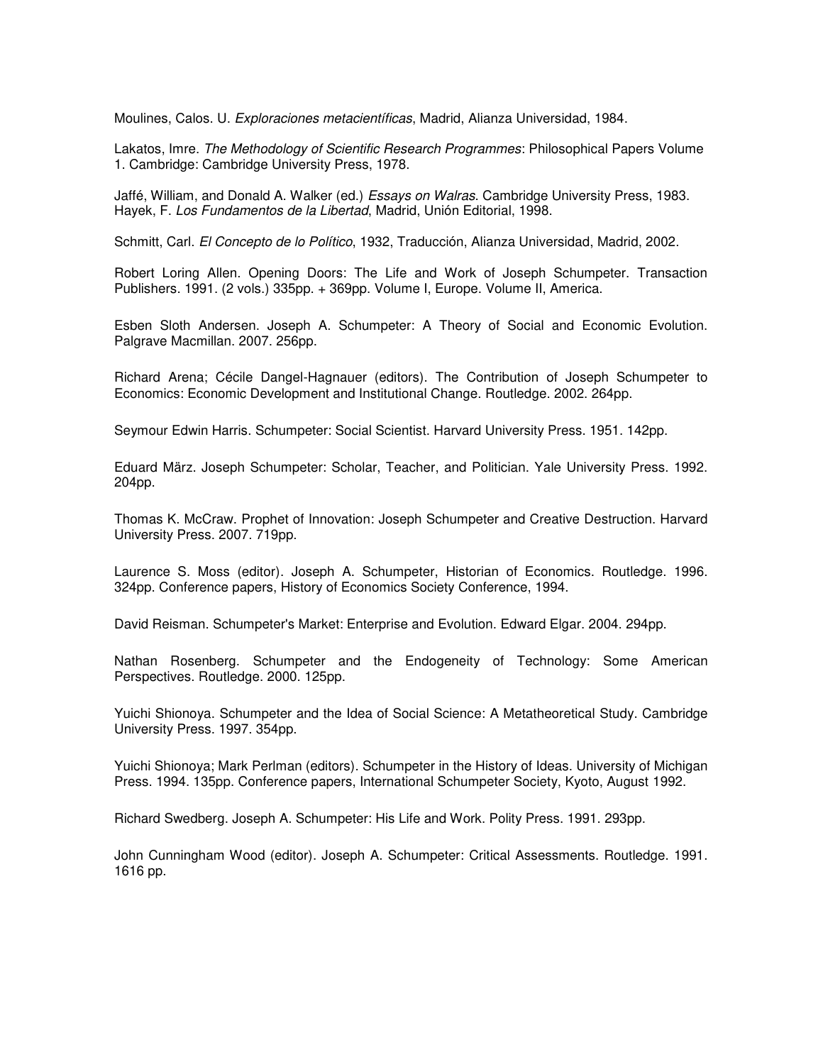Moulines, Calos. U. *Exploraciones metacientíficas*, Madrid, Alianza Universidad, 1984.

Lakatos, Imre. *The Methodology of Scientific Research Programmes*: Philosophical Papers Volume 1. Cambridge: Cambridge University Press, 1978.

Jaffé, William, and Donald A. Walker (ed.) *Essays on Walras*. Cambridge University Press, 1983.
Hayek, F. *Los Fundamentos de la Libertad*, Madrid, Unión Editorial, 1998.

Schmitt, Carl. *El Concepto de lo Político*, 1932, Traducción, Alianza Universidad, Madrid, 2002.

Robert Loring Allen. Opening Doors: The Life and Work of Joseph Schumpeter. Transaction Publishers. 1991. (2 vols.) 335pp. + 369pp. Volume I, Europe. Volume II, America.

Esben Sloth Andersen. Joseph A. Schumpeter: A Theory of Social and Economic Evolution. Palgrave Macmillan. 2007. 256pp.

Richard Arena; Cécile Dangel-Hagnauer (editors). The Contribution of Joseph Schumpeter to Economics: Economic Development and Institutional Change. Routledge. 2002. 264pp.

Seymour Edwin Harris. Schumpeter: Social Scientist. Harvard University Press. 1951. 142pp.

Eduard März. Joseph Schumpeter: Scholar, Teacher, and Politician. Yale University Press. 1992. 204pp.

Thomas K. McCraw. Prophet of Innovation: Joseph Schumpeter and Creative Destruction. Harvard University Press. 2007. 719pp.

Laurence S. Moss (editor). Joseph A. Schumpeter, Historian of Economics. Routledge. 1996. 324pp. Conference papers, History of Economics Society Conference, 1994.

David Reisman. Schumpeter's Market: Enterprise and Evolution. Edward Elgar. 2004. 294pp.

Nathan Rosenberg. Schumpeter and the Endogeneity of Technology: Some American Perspectives. Routledge. 2000. 125pp.

Yuichi Shionoya. Schumpeter and the Idea of Social Science: A Metatheoretical Study. Cambridge University Press. 1997. 354pp.

Yuichi Shionoya; Mark Perlman (editors). Schumpeter in the History of Ideas. University of Michigan Press. 1994. 135pp. Conference papers, International Schumpeter Society, Kyoto, August 1992.

Richard Swedberg. Joseph A. Schumpeter: His Life and Work. Polity Press. 1991. 293pp.

John Cunningham Wood (editor). Joseph A. Schumpeter: Critical Assessments. Routledge. 1991. 1616 pp.